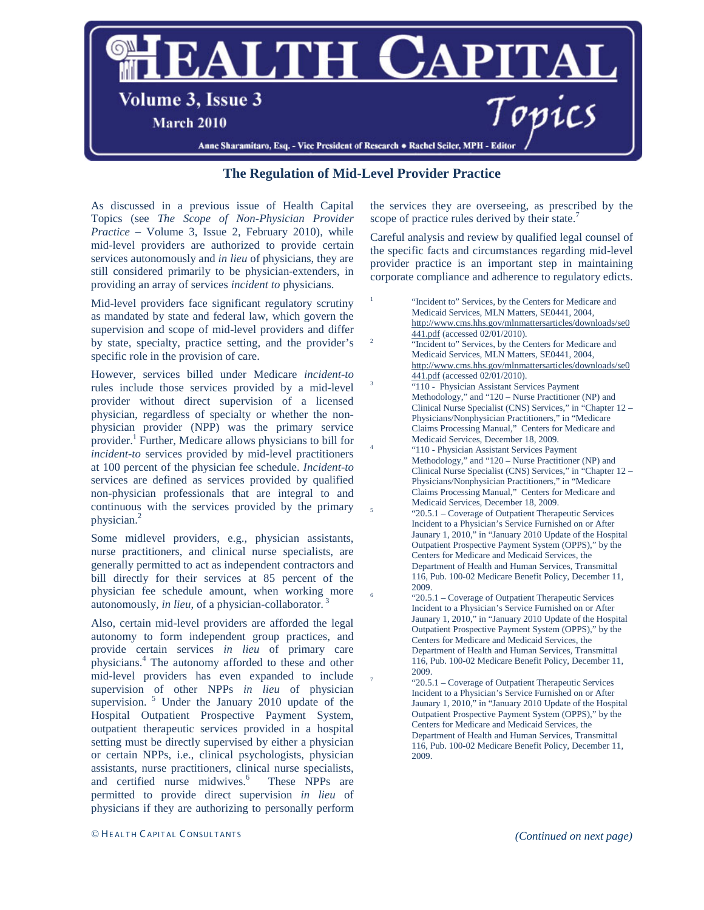# The Regulation of Mid-Level Provider Practice

As discussed in a previous issue of Health Capital Topics (see *The Scope of Non-Physician Provider Practice* – Volume 3, Issue 2, February 2010), while mid-level providers are authorized to provide certain services autonomously and *in lieu* of physicians, they are still considered primarily to be physician-extenders, in providing an array of services *incident to* physicians.

Mid-level providers face significant regulatory scrutiny as mandated by state and federal law, which govern the supervision and scope of mid-level providers and differ by state, specialty, practice setting, and the provider's specific role in the provision of care.

However, services billed under Medicare *incident-to* rules include those services provided by a mid-level provider without direct supervision of a licensed physician, regardless of specialty or whether the non-physician provider (NPP) was the primary service provider.[1] Further, Medicare allows physicians to bill for *incident-to* services provided by mid-level practitioners at 100 percent of the physician fee schedule. *Incident-to* services are defined as services provided by qualified non-physician professionals that are integral to and continuous with the services provided by the primary physician.[2]

Some midlevel providers, e.g., physician assistants, nurse practitioners, and clinical nurse specialists, are generally permitted to act as independent contractors and bill directly for their services at 85 percent of the physician fee schedule amount, when working more autonomously, *in lieu,* of a physician-collaborator.[3]

Also, certain mid-level providers are afforded the legal autonomy to form independent group practices, and provide certain services *in lieu* of primary care physicians.[4] The autonomy afforded to these and other mid-level providers has even expanded to include supervision of other NPPs *in lieu* of physician supervision.[5] Under the January 2010 update of the Hospital Outpatient Prospective Payment System, outpatient therapeutic services provided in a hospital setting must be directly supervised by either a physician or certain NPPs, i.e., clinical psychologists, physician assistants, nurse practitioners, clinical nurse specialists, and certified nurse midwives.[6] These NPPs are permitted to provide direct supervision *in lieu* of physicians if they are authorizing to personally perform the services they are overseeing, as prescribed by the scope of practice rules derived by their state.[7]

Careful analysis and review by qualified legal counsel of the specific facts and circumstances regarding mid-level provider practice is an important step in maintaining corporate compliance and adherence to regulatory edicts.

---

1. "Incident to" Services, by the Centers for Medicare and Medicaid Services, MLN Matters, SE0441, 2004, http://www.cms.hhs.gov/mlnmattersarticles/downloads/se0441.pdf (accessed 02/01/2010).
2. "Incident to" Services, by the Centers for Medicare and Medicaid Services, MLN Matters, SE0441, 2004, http://www.cms.hhs.gov/mlnmattersarticles/downloads/se0441.pdf (accessed 02/01/2010).
3. "110 - Physician Assistant Services Payment Methodology," and "120 – Nurse Practitioner (NP) and Clinical Nurse Specialist (CNS) Services," in "Chapter 12 – Physicians/Nonphysician Practitioners," in "Medicare Claims Processing Manual," Centers for Medicare and Medicaid Services, December 18, 2009.
4. "110 - Physician Assistant Services Payment Methodology," and "120 – Nurse Practitioner (NP) and Clinical Nurse Specialist (CNS) Services," in "Chapter 12 – Physicians/Nonphysician Practitioners," in "Medicare Claims Processing Manual," Centers for Medicare and Medicaid Services, December 18, 2009.
5. "20.5.1 – Coverage of Outpatient Therapeutic Services Incident to a Physician's Service Furnished on or After Jaunary 1, 2010," in "January 2010 Update of the Hospital Outpatient Prospective Payment System (OPPS)," by the Centers for Medicare and Medicaid Services, the Department of Health and Human Services, Transmittal 116, Pub. 100-02 Medicare Benefit Policy, December 11, 2009.
6. "20.5.1 – Coverage of Outpatient Therapeutic Services Incident to a Physician's Service Furnished on or After Jaunary 1, 2010," in "January 2010 Update of the Hospital Outpatient Prospective Payment System (OPPS)," by the Centers for Medicare and Medicaid Services, the Department of Health and Human Services, Transmittal 116, Pub. 100-02 Medicare Benefit Policy, December 11, 2009.
7. "20.5.1 – Coverage of Outpatient Therapeutic Services Incident to a Physician's Service Furnished on or After Jaunary 1, 2010," in "January 2010 Update of the Hospital Outpatient Prospective Payment System (OPPS)," by the Centers for Medicare and Medicaid Services, the Department of Health and Human Services, Transmittal 116, Pub. 100-02 Medicare Benefit Policy, December 11, 2009.

*(Continued on next page)*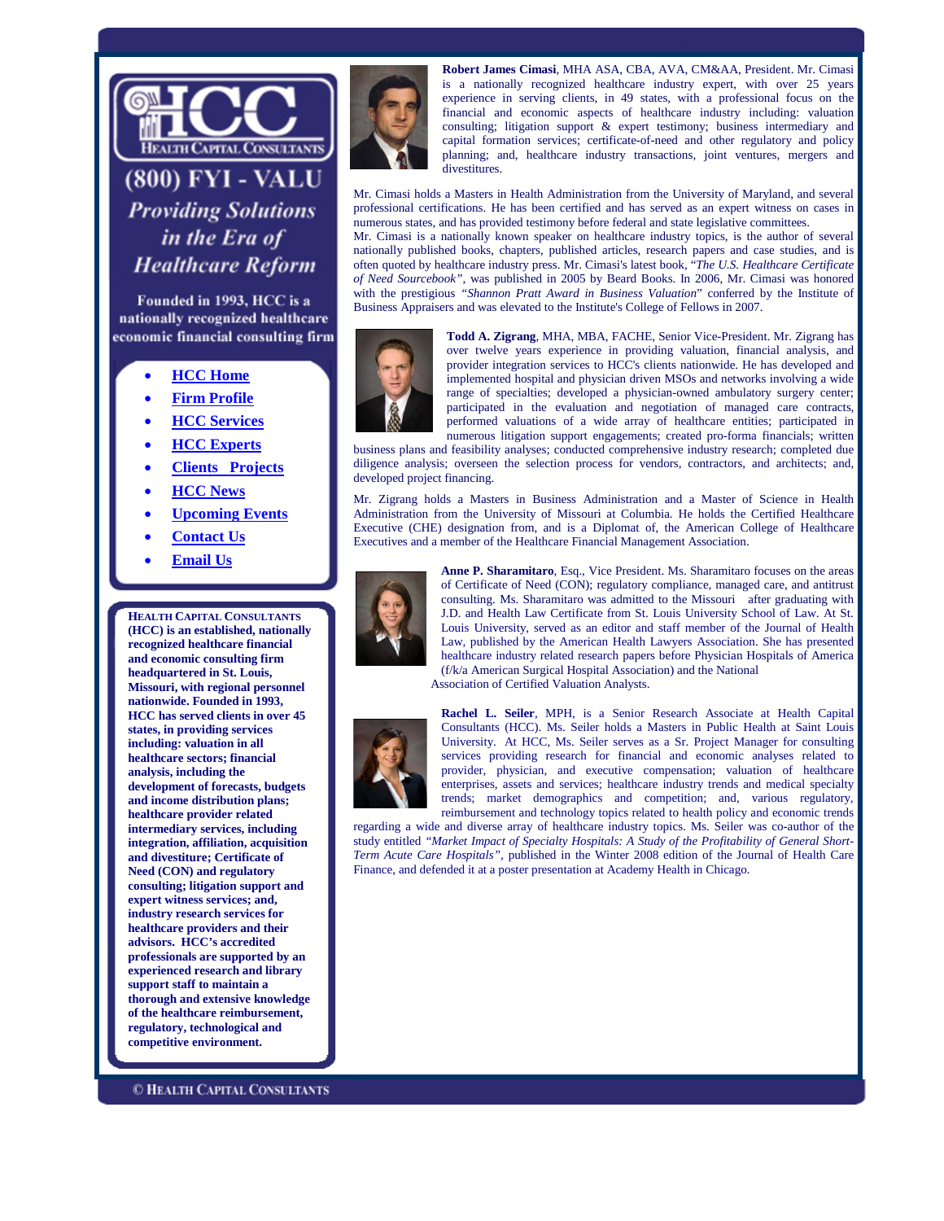HEALTH CAPITAL CONSULTANTS

(800) FYI - VALU

*Providing Solutions in the Era of Healthcare Reform*

Founded in 1993, HCC is a nationally recognized healthcare economic financial consulting firm

- HCC Home
- Firm Profile
- HCC Services
- HCC Experts
- Clients Projects
- HCC News
- Upcoming Events
- Contact Us
- Email Us

**HEALTH CAPITAL CONSULTANTS (HCC) is an established, nationally recognized healthcare financial and economic consulting firm headquartered in St. Louis, Missouri, with regional personnel nationwide. Founded in 1993, HCC has served clients in over 45 states, in providing services including: valuation in all healthcare sectors; financial analysis, including the development of forecasts, budgets and income distribution plans; healthcare provider related intermediary services, including integration, affiliation, acquisition and divestiture; Certificate of Need (CON) and regulatory consulting; litigation support and expert witness services; and, industry research services for healthcare providers and their advisors. HCC's accredited professionals are supported by an experienced research and library support staff to maintain a thorough and extensive knowledge of the healthcare reimbursement, regulatory, technological and competitive environment.**

**Robert James Cimasi**, MHA ASA, CBA, AVA, CM&AA, President. Mr. Cimasi is a nationally recognized healthcare industry expert, with over 25 years experience in serving clients, in 49 states, with a professional focus on the financial and economic aspects of healthcare industry including: valuation consulting; litigation support & expert testimony; business intermediary and capital formation services; certificate-of-need and other regulatory and policy planning; and, healthcare industry transactions, joint ventures, mergers and divestitures.

Mr. Cimasi holds a Masters in Health Administration from the University of Maryland, and several professional certifications. He has been certified and has served as an expert witness on cases in numerous states, and has provided testimony before federal and state legislative committees.
Mr. Cimasi is a nationally known speaker on healthcare industry topics, is the author of several nationally published books, chapters, published articles, research papers and case studies, and is often quoted by healthcare industry press. Mr. Cimasi's latest book, *"The U.S. Healthcare Certificate of Need Sourcebook"*, was published in 2005 by Beard Books. In 2006, Mr. Cimasi was honored with the prestigious *"Shannon Pratt Award in Business Valuation*" conferred by the Institute of Business Appraisers and was elevated to the Institute's College of Fellows in 2007.

**Todd A. Zigrang**, MHA, MBA, FACHE, Senior Vice-President. Mr. Zigrang has over twelve years experience in providing valuation, financial analysis, and provider integration services to HCC's clients nationwide. He has developed and implemented hospital and physician driven MSOs and networks involving a wide range of specialties; developed a physician-owned ambulatory surgery center; participated in the evaluation and negotiation of managed care contracts, performed valuations of a wide array of healthcare entities; participated in numerous litigation support engagements; created pro-forma financials; written business plans and feasibility analyses; conducted comprehensive industry research; completed due diligence analysis; overseen the selection process for vendors, contractors, and architects; and, developed project financing.

Mr. Zigrang holds a Masters in Business Administration and a Master of Science in Health Administration from the University of Missouri at Columbia. He holds the Certified Healthcare Executive (CHE) designation from, and is a Diplomat of, the American College of Healthcare Executives and a member of the Healthcare Financial Management Association.

**Anne P. Sharamitaro**, Esq., Vice President. Ms. Sharamitaro focuses on the areas of Certificate of Need (CON); regulatory compliance, managed care, and antitrust consulting. Ms. Sharamitaro was admitted to the Missouri after graduating with J.D. and Health Law Certificate from St. Louis University School of Law. At St. Louis University, served as an editor and staff member of the Journal of Health Law, published by the American Health Lawyers Association. She has presented healthcare industry related research papers before Physician Hospitals of America (f/k/a American Surgical Hospital Association) and the National Association of Certified Valuation Analysts.

**Rachel L. Seiler**, MPH, is a Senior Research Associate at Health Capital Consultants (HCC). Ms. Seiler holds a Masters in Public Health at Saint Louis University. At HCC, Ms. Seiler serves as a Sr. Project Manager for consulting services providing research for financial and economic analyses related to provider, physician, and executive compensation; valuation of healthcare enterprises, assets and services; healthcare industry trends and medical specialty trends; market demographics and competition; and, various regulatory, reimbursement and technology topics related to health policy and economic trends regarding a wide and diverse array of healthcare industry topics. Ms. Seiler was co-author of the study entitled *"Market Impact of Specialty Hospitals: A Study of the Profitability of General Short-Term Acute Care Hospitals"*, published in the Winter 2008 edition of the Journal of Health Care Finance, and defended it at a poster presentation at Academy Health in Chicago.

© HEALTH CAPITAL CONSULTANTS